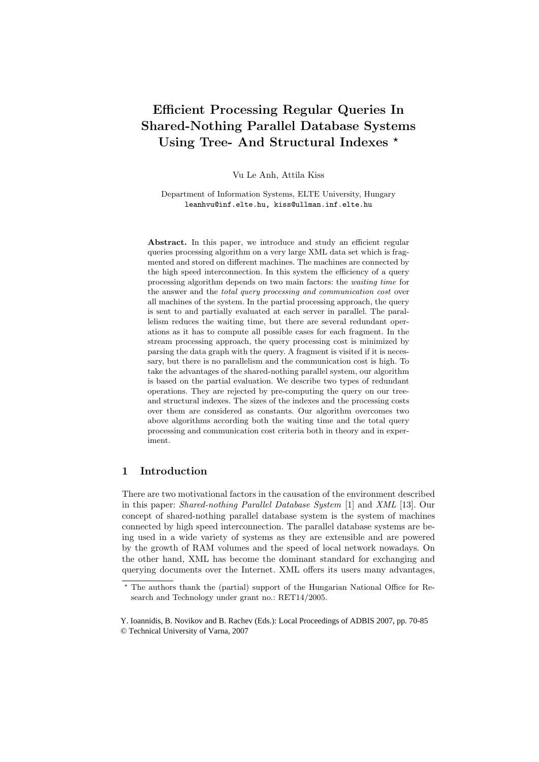# Efficient Processing Regular Queries In Shared-Nothing Parallel Database Systems Using Tree- And Structural Indexes *

Vu Le Anh, Attila Kiss

Department of Information Systems, ELTE University, Hungary
leanhvu@inf.elte.hu, kiss@ullman.inf.elte.hu

**Abstract.** In this paper, we introduce and study an efficient regular queries processing algorithm on a very large XML data set which is fragmented and stored on different machines. The machines are connected by the high speed interconnection. In this system the efficiency of a query processing algorithm depends on two main factors: the *waiting time* for the answer and the *total query processing and communication cost* over all machines of the system. In the partial processing approach, the query is sent to and partially evaluated at each server in parallel. The parallelism reduces the waiting time, but there are several redundant operations as it has to compute all possible cases for each fragment. In the stream processing approach, the query processing cost is minimized by parsing the data graph with the query. A fragment is visited if it is necessary, but there is no parallelism and the communication cost is high. To take the advantages of the shared-nothing parallel system, our algorithm is based on the partial evaluation. We describe two types of redundant operations. They are rejected by pre-computing the query on our tree- and structural indexes. The sizes of the indexes and the processing costs over them are considered as constants. Our algorithm overcomes two above algorithms according both the waiting time and the total query processing and communication cost criteria both in theory and in experiment.

## 1 Introduction

There are two motivational factors in the causation of the environment described in this paper: *Shared-nothing Parallel Database System* [1] and *XML* [13]. Our concept of shared-nothing parallel database system is the system of machines connected by high speed interconnection. The parallel database systems are being used in a wide variety of systems as they are extensible and are powered by the growth of RAM volumes and the speed of local network nowadays. On the other hand, XML has become the dominant standard for exchanging and querying documents over the Internet. XML offers its users many advantages,

* The authors thank the (partial) support of the Hungarian National Office for Research and Technology under grant no.: RET14/2005.

Y. Ioannidis, B. Novikov and B. Rachev (Eds.): Local Proceedings of ADBIS 2007, pp. 70-85
© Technical University of Varna, 2007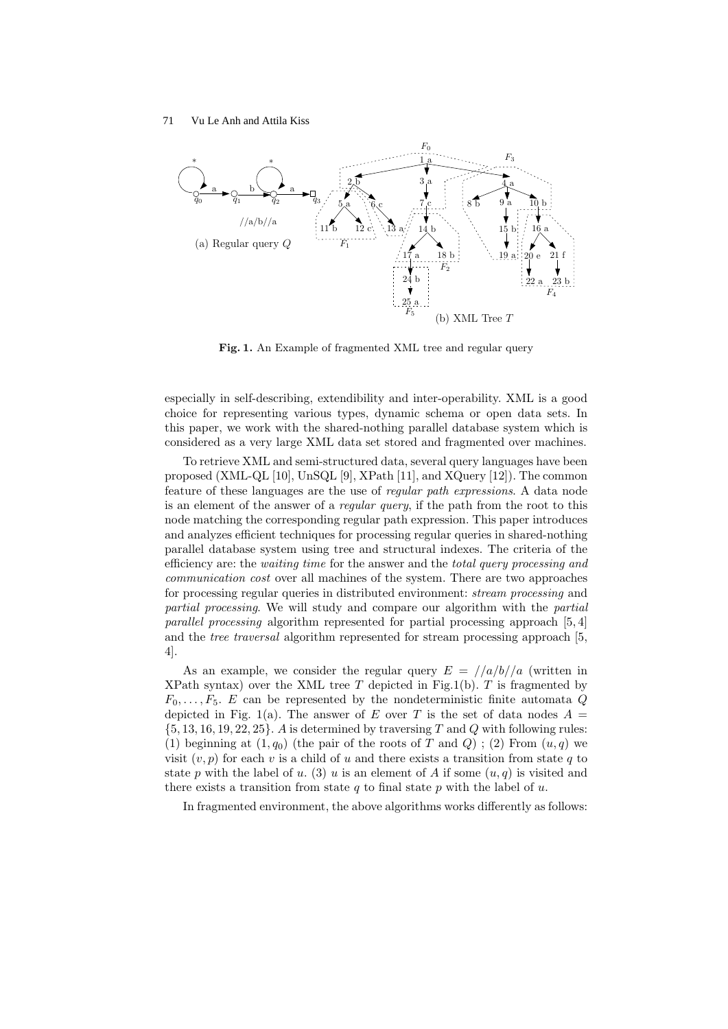**Fig. 1.** An Example of fragmented XML tree and regular query

especially in self-describing, extendibility and inter-operability. XML is a good choice for representing various types, dynamic schema or open data sets. In this paper, we work with the shared-nothing parallel database system which is considered as a very large XML data set stored and fragmented over machines.

To retrieve XML and semi-structured data, several query languages have been proposed (XML-QL [10], UnSQL [9], XPath [11], and XQuery [12]). The common feature of these languages are the use of *regular path expressions*. A data node is an element of the answer of a *regular query*, if the path from the root to this node matching the corresponding regular path expression. This paper introduces and analyzes efficient techniques for processing regular queries in shared-nothing parallel database system using tree and structural indexes. The criteria of the efficiency are: the *waiting time* for the answer and the *total query processing and communication cost* over all machines of the system. There are two approaches for processing regular queries in distributed environment: *stream processing* and *partial processing*. We will study and compare our algorithm with the *partial parallel processing* algorithm represented for partial processing approach [5, 4] and the *tree traversal* algorithm represented for stream processing approach [5, 4].

As an example, we consider the regular query $E = //a/b//a$ (written in XPath syntax) over the XML tree $T$ depicted in Fig.1(b). $T$ is fragmented by $F_0, \ldots, F_5$. $E$ can be represented by the nondeterministic finite automata $Q$ depicted in Fig. 1(a). The answer of $E$ over $T$ is the set of data nodes $A = \{5, 13, 16, 19, 22, 25\}$. $A$ is determined by traversing $T$ and $Q$ with following rules: (1) beginning at $(1, q_0)$ (the pair of the roots of $T$ and $Q$) ; (2) From $(u, q)$ we visit $(v, p)$ for each $v$ is a child of $u$ and there exists a transition from state $q$ to state $p$ with the label of $u$. (3) $u$ is an element of $A$ if some $(u, q)$ is visited and there exists a transition from state $q$ to final state $p$ with the label of $u$.

In fragmented environment, the above algorithms works differently as follows: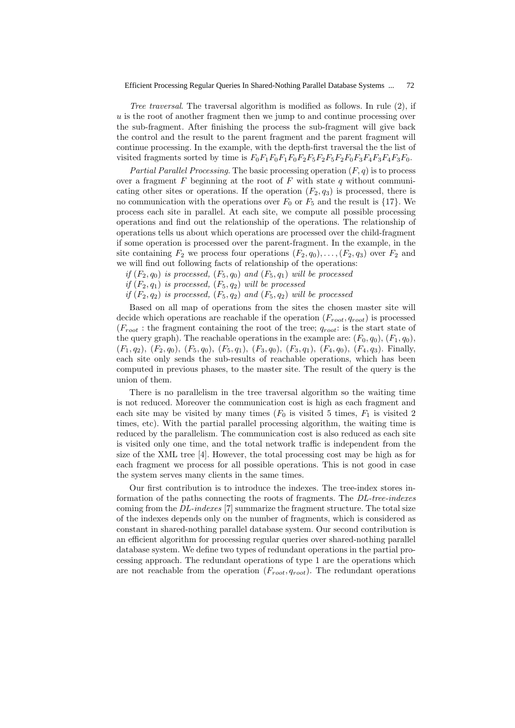*Tree traversal*. The traversal algorithm is modified as follows. In rule (2), if $u$ is the root of another fragment then we jump to and continue processing over the sub-fragment. After finishing the process the sub-fragment will give back the control and the result to the parent fragment and the parent fragment will continue processing. In the example, with the depth-first traversal the the list of visited fragments sorted by time is $F_0F_1F_0F_1F_0F_2F_5F_2F_5F_2F_0F_3F_4F_3F_4F_3F_0$.

*Partial Parallel Processing*. The basic processing operation $(F, q)$ is to process over a fragment $F$ beginning at the root of $F$ with state $q$ without communicating other sites or operations. If the operation $(F_2, q_3)$ is processed, there is no communication with the operations over $F_0$ or $F_5$ and the result is $\{17\}$. We process each site in parallel. At each site, we compute all possible processing operations and find out the relationship of the operations. The relationship of operations tells us about which operations are processed over the child-fragment if some operation is processed over the parent-fragment. In the example, in the site containing $F_2$ we process four operations $(F_2, q_0), \ldots, (F_2, q_3)$ over $F_2$ and we will find out following facts of relationship of the operations:

*if* $(F_2, q_0)$ *is processed,* $(F_5, q_0)$ *and* $(F_5, q_1)$ *will be processed*
*if* $(F_2, q_1)$ *is processed,* $(F_5, q_2)$ *will be processed*
*if* $(F_2, q_2)$ *is processed,* $(F_5, q_2)$ *and* $(F_5, q_2)$ *will be processed*

Based on all map of operations from the sites the chosen master site will decide which operations are reachable if the operation $(F_{root}, q_{root})$ is processed ($F_{root}$ : the fragment containing the root of the tree; $q_{root}$: is the start state of the query graph). The reachable operations in the example are: $(F_0, q_0)$, $(F_1, q_0)$, $(F_1, q_2)$, $(F_2, q_0)$, $(F_5, q_0)$, $(F_5, q_1)$, $(F_3, q_0)$, $(F_3, q_1)$, $(F_4, q_0)$, $(F_4, q_3)$. Finally, each site only sends the sub-results of reachable operations, which has been computed in previous phases, to the master site. The result of the query is the union of them.

There is no parallelism in the tree traversal algorithm so the waiting time is not reduced. Moreover the communication cost is high as each fragment and each site may be visited by many times ($F_0$ is visited 5 times, $F_1$ is visited 2 times, etc). With the partial parallel processing algorithm, the waiting time is reduced by the parallelism. The communication cost is also reduced as each site is visited only one time, and the total network traffic is independent from the size of the XML tree [4]. However, the total processing cost may be high as for each fragment we process for all possible operations. This is not good in case the system serves many clients in the same times.

Our first contribution is to introduce the indexes. The tree-index stores information of the paths connecting the roots of fragments. The *DL-tree-indexes* coming from the *DL-indexes* [7] summarize the fragment structure. The total size of the indexes depends only on the number of fragments, which is considered as constant in shared-nothing parallel database system. Our second contribution is an efficient algorithm for processing regular queries over shared-nothing parallel database system. We define two types of redundant operations in the partial processing approach. The redundant operations of type 1 are the operations which are not reachable from the operation $(F_{root}, q_{root})$. The redundant operations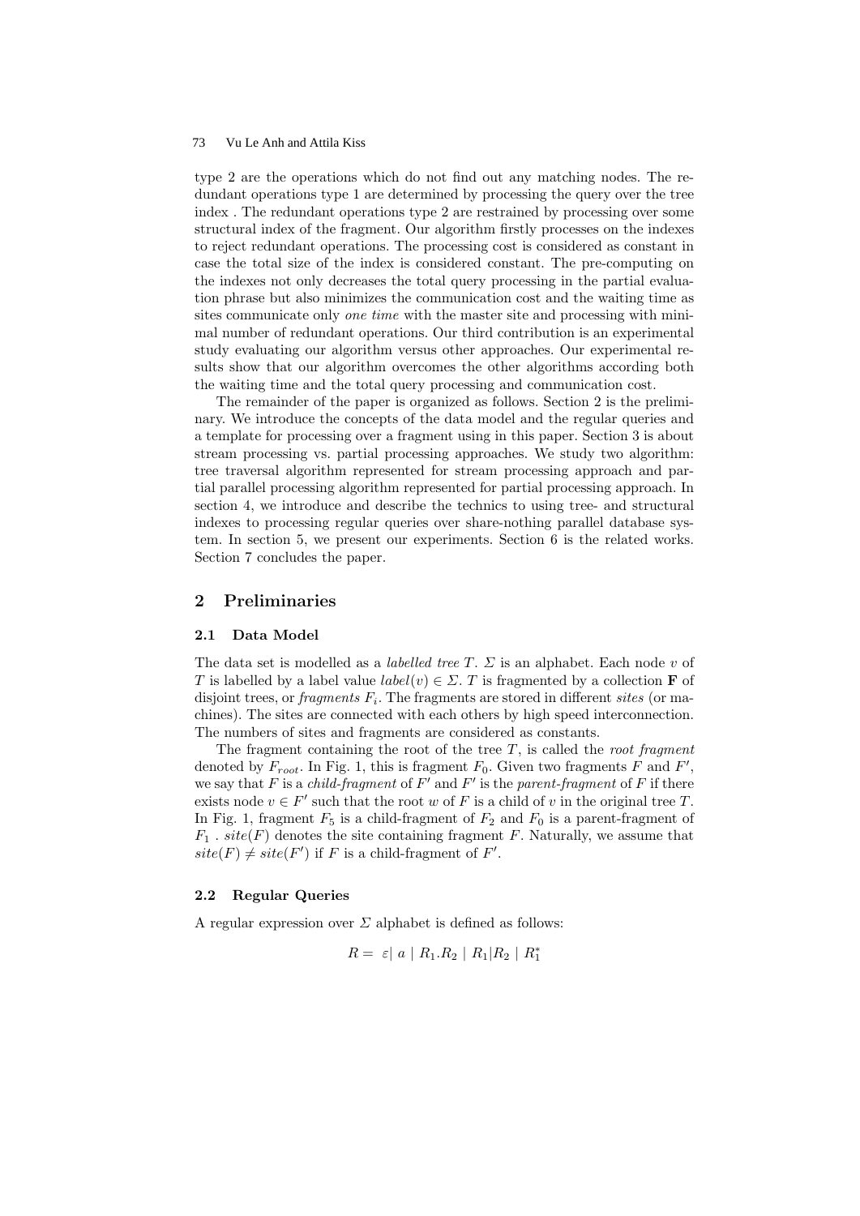type 2 are the operations which do not find out any matching nodes. The redundant operations type 1 are determined by processing the query over the tree index . The redundant operations type 2 are restrained by processing over some structural index of the fragment. Our algorithm firstly processes on the indexes to reject redundant operations. The processing cost is considered as constant in case the total size of the index is considered constant. The pre-computing on the indexes not only decreases the total query processing in the partial evaluation phrase but also minimizes the communication cost and the waiting time as sites communicate only *one time* with the master site and processing with minimal number of redundant operations. Our third contribution is an experimental study evaluating our algorithm versus other approaches. Our experimental results show that our algorithm overcomes the other algorithms according both the waiting time and the total query processing and communication cost.

The remainder of the paper is organized as follows. Section 2 is the preliminary. We introduce the concepts of the data model and the regular queries and a template for processing over a fragment using in this paper. Section 3 is about stream processing vs. partial processing approaches. We study two algorithm: tree traversal algorithm represented for stream processing approach and partial parallel processing algorithm represented for partial processing approach. In section 4, we introduce and describe the technics to using tree- and structural indexes to processing regular queries over share-nothing parallel database system. In section 5, we present our experiments. Section 6 is the related works. Section 7 concludes the paper.

## 2 Preliminaries

### 2.1 Data Model

The data set is modelled as a *labelled tree* $T$. $\Sigma$ is an alphabet. Each node $v$ of $T$ is labelled by a label value $label(v) \in \Sigma$. $T$ is fragmented by a collection $\mathbf{F}$ of disjoint trees, or *fragments* $F_i$. The fragments are stored in different *sites* (or machines). The sites are connected with each others by high speed interconnection. The numbers of sites and fragments are considered as constants.

The fragment containing the root of the tree $T$, is called the *root fragment* denoted by $F_{root}$. In Fig. 1, this is fragment $F_0$. Given two fragments $F$ and $F'$, we say that $F$ is a *child-fragment* of $F'$ and $F'$ is the *parent-fragment* of $F$ if there exists node $v \in F'$ such that the root $w$ of $F$ is a child of $v$ in the original tree $T$. In Fig. 1, fragment $F_5$ is a child-fragment of $F_2$ and $F_0$ is a parent-fragment of $F_1$ . $site(F)$ denotes the site containing fragment $F$. Naturally, we assume that $site(F) \neq site(F')$ if $F$ is a child-fragment of $F'$.

### 2.2 Regular Queries

A regular expression over $\Sigma$ alphabet is defined as follows:

$$R = \ \varepsilon | \ a \ | \ R_1.R_2 \ | \ R_1|R_2 \ | \ R_1^*$$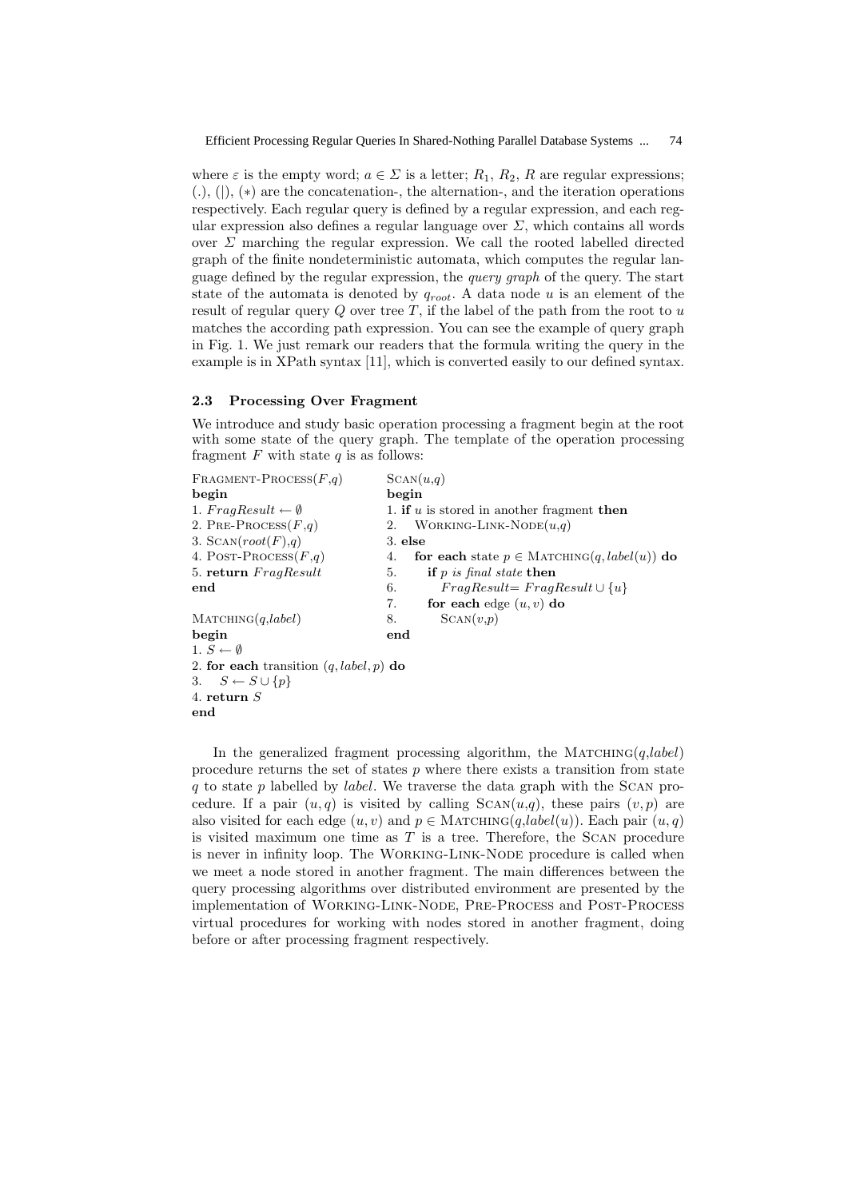where $\varepsilon$ is the empty word; $a \in \Sigma$ is a letter; $R_1$, $R_2$, $R$ are regular expressions; (.), (|), (∗) are the concatenation-, the alternation-, and the iteration operations respectively. Each regular query is defined by a regular expression, and each regular expression also defines a regular language over $\Sigma$, which contains all words over $\Sigma$ marching the regular expression. We call the rooted labelled directed graph of the finite nondeterministic automata, which computes the regular language defined by the regular expression, the *query graph* of the query. The start state of the automata is denoted by $q_{root}$. A data node $u$ is an element of the result of regular query $Q$ over tree $T$, if the label of the path from the root to $u$ matches the according path expression. You can see the example of query graph in Fig. 1. We just remark our readers that the formula writing the query in the example is in XPath syntax [11], which is converted easily to our defined syntax.

### 2.3 Processing Over Fragment

We introduce and study basic operation processing a fragment begin at the root with some state of the query graph. The template of the operation processing fragment $F$ with state $q$ is as follows:

```
Fragment-Process(F,q)
begin
1. FragResult ← ∅
2. Pre-Process(F,q)
3. Scan(root(F),q)
4. Post-Process(F,q)
5. return FragResult
end

Matching(q,label)
begin
1. S ← ∅
2. for each transition (q, label, p) do
3.    S ← S ∪ {p}
4. return S
end

Scan(u,q)
begin
1. if u is stored in another fragment then
2.    Working-Link-Node(u,q)
3. else
4.    for each state p ∈ Matching(q, label(u)) do
5.       if p is final state then
6.          FragResult= FragResult ∪ {u}
7.       for each edge (u, v) do
8.          Scan(v,p)
end
```

In the generalized fragment processing algorithm, the Matching($q$,*label*) procedure returns the set of states $p$ where there exists a transition from state $q$ to state $p$ labelled by *label*. We traverse the data graph with the Scan procedure. If a pair $(u, q)$ is visited by calling Scan($u$,$q$), these pairs $(v, p)$ are also visited for each edge $(u, v)$ and $p \in$ Matching($q$,*label*($u$)). Each pair $(u, q)$ is visited maximum one time as $T$ is a tree. Therefore, the Scan procedure is never in infinity loop. The Working-Link-Node procedure is called when we meet a node stored in another fragment. The main differences between the query processing algorithms over distributed environment are presented by the implementation of Working-Link-Node, Pre-Process and Post-Process virtual procedures for working with nodes stored in another fragment, doing before or after processing fragment respectively.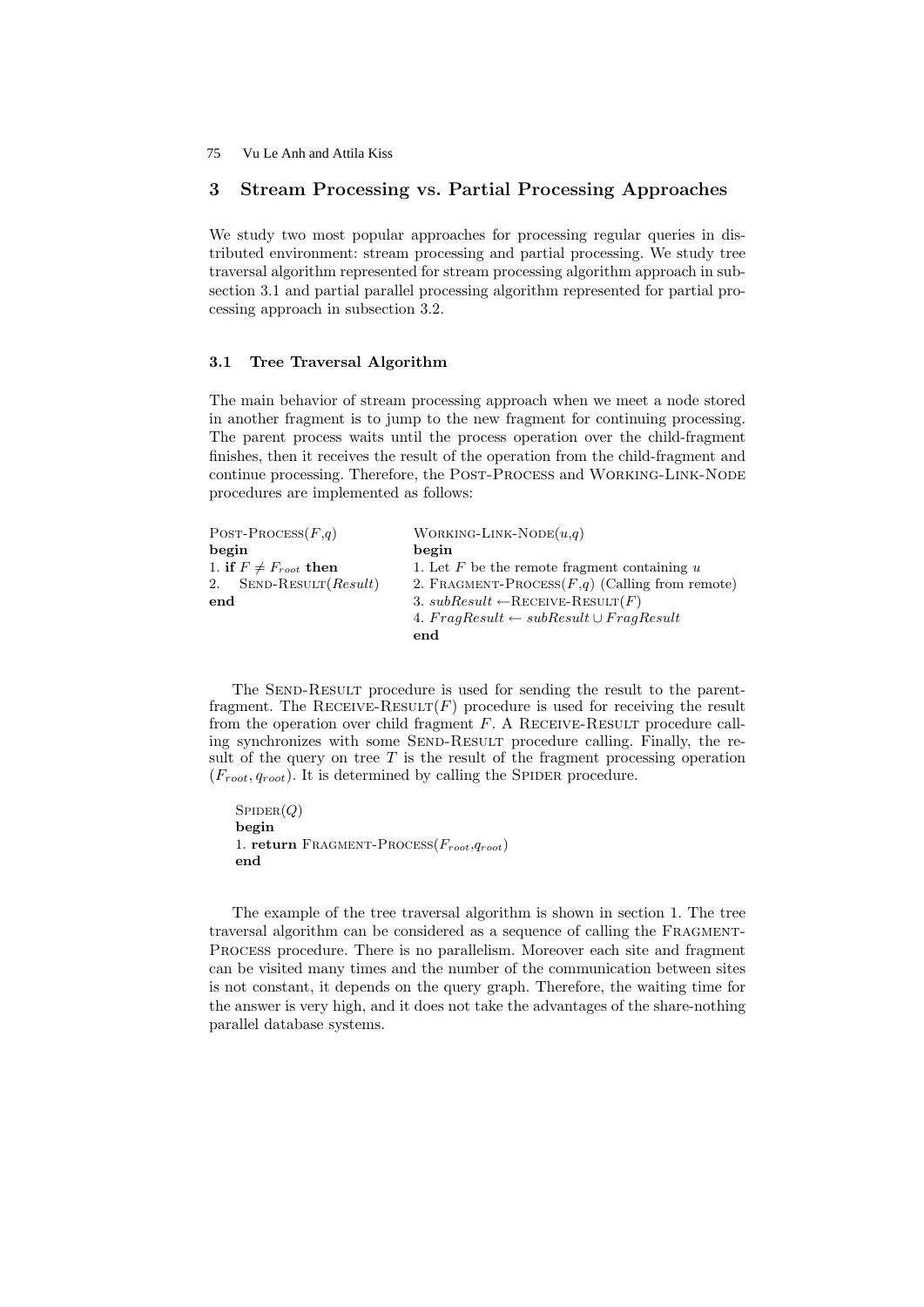## 3 Stream Processing vs. Partial Processing Approaches

We study two most popular approaches for processing regular queries in distributed environment: stream processing and partial processing. We study tree traversal algorithm represented for stream processing algorithm approach in subsection 3.1 and partial parallel processing algorithm represented for partial processing approach in subsection 3.2.

### 3.1 Tree Traversal Algorithm

The main behavior of stream processing approach when we meet a node stored in another fragment is to jump to the new fragment for continuing processing. The parent process waits until the process operation over the child-fragment finishes, then it receives the result of the operation from the child-fragment and continue processing. Therefore, the Post-Process and Working-Link-Node procedures are implemented as follows:

```
Post-Process(F,q)
begin
1. if F ≠ F_root then
2.    Send-Result(Result)
end
```

```
Working-Link-Node(u,q)
begin
1. Let F be the remote fragment containing u
2. Fragment-Process(F,q) (Calling from remote)
3. subResult ←Receive-Result(F)
4. FragResult ← subResult ∪ FragResult
end
```

The Send-Result procedure is used for sending the result to the parent-fragment. The Receive-Result($F$) procedure is used for receiving the result from the operation over child fragment $F$. A Receive-Result procedure calling synchronizes with some Send-Result procedure calling. Finally, the result of the query on tree $T$ is the result of the fragment processing operation $(F_{root}, q_{root})$. It is determined by calling the Spider procedure.

```
Spider(Q)
begin
1. return Fragment-Process(F_root,q_root)
end
```

The example of the tree traversal algorithm is shown in section 1. The tree traversal algorithm can be considered as a sequence of calling the Fragment-Process procedure. There is no parallelism. Moreover each site and fragment can be visited many times and the number of the communication between sites is not constant, it depends on the query graph. Therefore, the waiting time for the answer is very high, and it does not take the advantages of the share-nothing parallel database systems.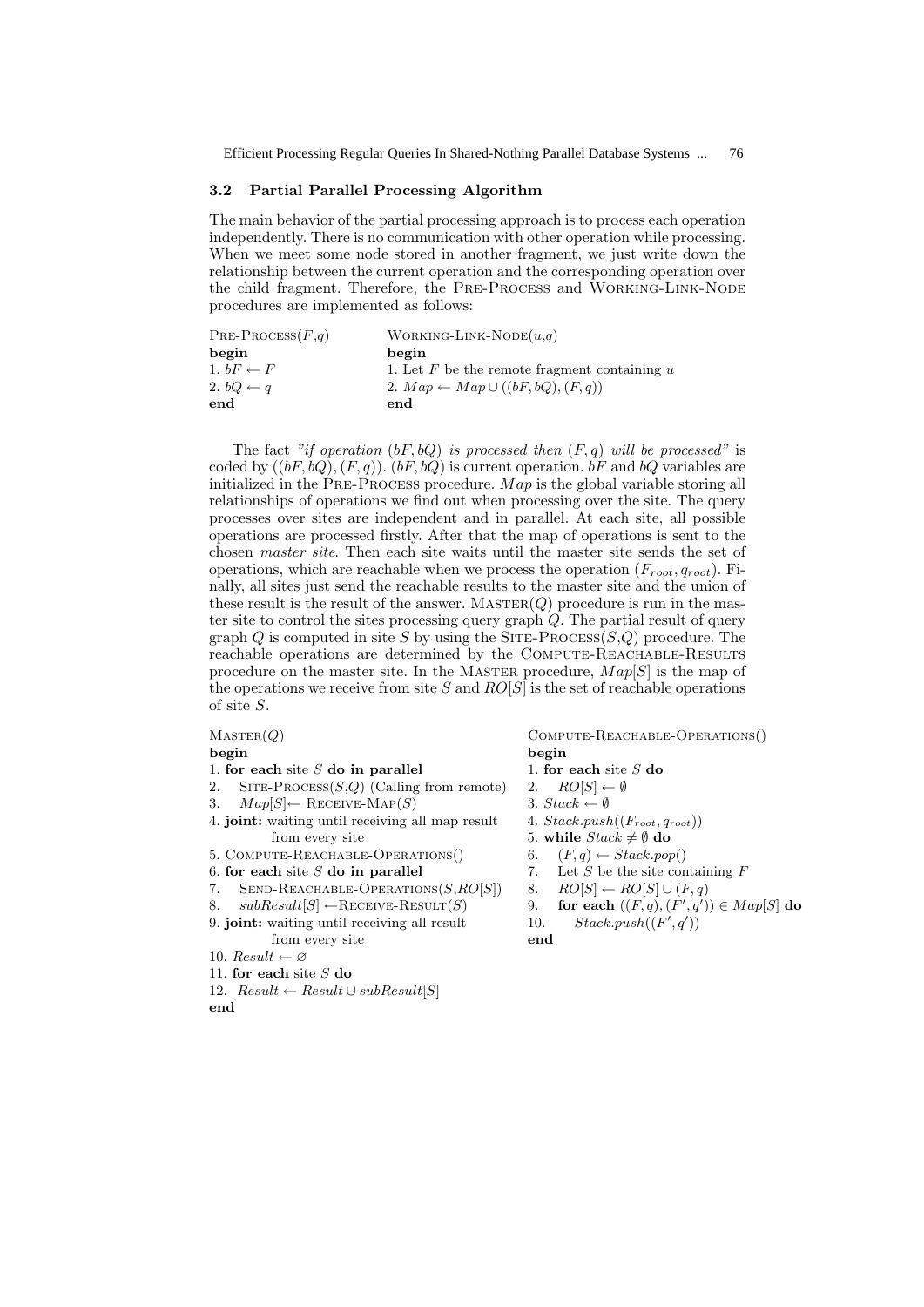### 3.2 Partial Parallel Processing Algorithm

The main behavior of the partial processing approach is to process each operation independently. There is no communication with other operation while processing. When we meet some node stored in another fragment, we just write down the relationship between the current operation and the corresponding operation over the child fragment. Therefore, the Pre-Process and Working-Link-Node procedures are implemented as follows:

```
PRE-PROCESS(F,q)          WORKING-LINK-NODE(u,q)
begin                     begin
1. bF ← F                 1. Let F be the remote fragment containing u
2. bQ ← q                 2. Map ← Map ∪ ((bF, bQ), (F, q))
end                       end
```

The fact *"if operation $(bF, bQ)$ is processed then $(F, q)$ will be processed"* is coded by $((bF, bQ), (F, q))$. $(bF, bQ)$ is current operation. $bF$ and $bQ$ variables are initialized in the Pre-Process procedure. $Map$ is the global variable storing all relationships of operations we find out when processing over the site. The query processes over sites are independent and in parallel. At each site, all possible operations are processed firstly. After that the map of operations is sent to the chosen *master site*. Then each site waits until the master site sends the set of operations, which are reachable when we process the operation $(F_{root}, q_{root})$. Finally, all sites just send the reachable results to the master site and the union of these result is the result of the answer. Master$(Q)$ procedure is run in the master site to control the sites processing query graph $Q$. The partial result of query graph $Q$ is computed in site $S$ by using the Site-Process$(S,Q)$ procedure. The reachable operations are determined by the Compute-Reachable-Results procedure on the master site. In the Master procedure, $Map[S]$ is the map of the operations we receive from site $S$ and $RO[S]$ is the set of reachable operations of site $S$.

```
MASTER(Q)
begin
1. for each site S do in parallel
2.    SITE-PROCESS(S,Q) (Calling from remote)
3.    Map[S] ← RECEIVE-MAP(S)
4. joint: waiting until receiving all map result
        from every site
5. COMPUTE-REACHABLE-OPERATIONS()
6. for each site S do in parallel
7.    SEND-REACHABLE-OPERATIONS(S,RO[S])
8.    subResult[S] ← RECEIVE-RESULT(S)
9. joint: waiting until receiving all result
        from every site
10. Result ← ∅
11. for each site S do
12.   Result ← Result ∪ subResult[S]
end
```

```
COMPUTE-REACHABLE-OPERATIONS()
begin
1. for each site S do
2.    RO[S] ← ∅
3. Stack ← ∅
4. Stack.push((F_root, q_root))
5. while Stack ≠ ∅ do
6.    (F, q) ← Stack.pop()
7.    Let S be the site containing F
8.    RO[S] ← RO[S] ∪ (F, q)
9.    for each ((F, q), (F', q')) ∈ Map[S] do
10.       Stack.push((F', q'))
end
```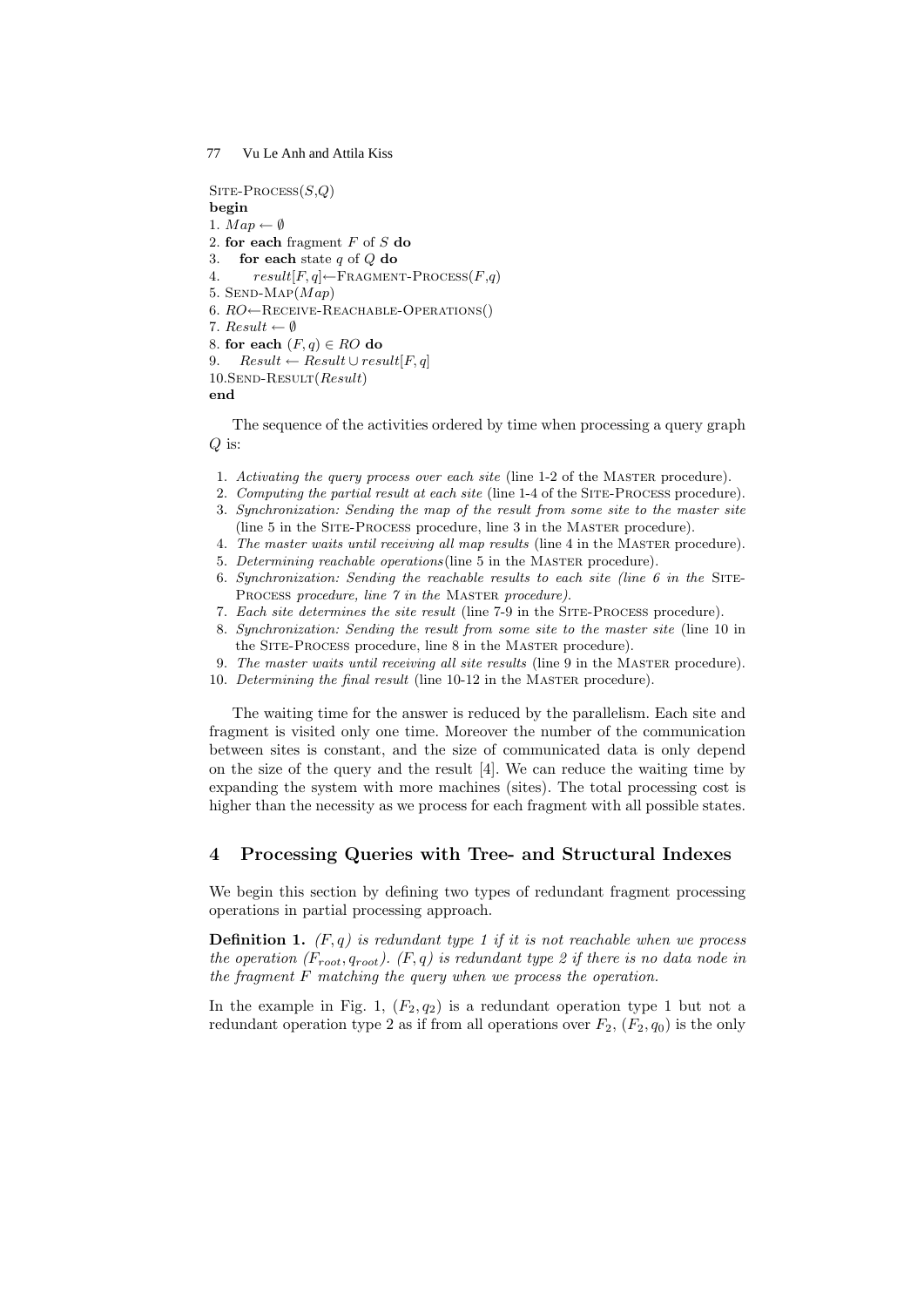```
SITE-PROCESS(S,Q)
begin
1. Map ← ∅
2. for each fragment F of S do
3.    for each state q of Q do
4.       result[F, q]←FRAGMENT-PROCESS(F,q)
5. SEND-MAP(Map)
6. RO←RECEIVE-REACHABLE-OPERATIONS()
7. Result ← ∅
8. for each (F, q) ∈ RO do
9.    Result ← Result ∪ result[F, q]
10.SEND-RESULT(Result)
end
```

The sequence of the activities ordered by time when processing a query graph $Q$ is:

1. *Activating the query process over each site* (line 1-2 of the MASTER procedure).
2. *Computing the partial result at each site* (line 1-4 of the SITE-PROCESS procedure).
3. *Synchronization: Sending the map of the result from some site to the master site* (line 5 in the SITE-PROCESS procedure, line 3 in the MASTER procedure).
4. *The master waits until receiving all map results* (line 4 in the MASTER procedure).
5. *Determining reachable operations*(line 5 in the MASTER procedure).
6. *Synchronization: Sending the reachable results to each site (line 6 in the SITE-PROCESS procedure, line 7 in the MASTER procedure).*
7. *Each site determines the site result* (line 7-9 in the SITE-PROCESS procedure).
8. *Synchronization: Sending the result from some site to the master site* (line 10 in the SITE-PROCESS procedure, line 8 in the MASTER procedure).
9. *The master waits until receiving all site results* (line 9 in the MASTER procedure).
10. *Determining the final result* (line 10-12 in the MASTER procedure).

The waiting time for the answer is reduced by the parallelism. Each site and fragment is visited only one time. Moreover the number of the communication between sites is constant, and the size of communicated data is only depend on the size of the query and the result [4]. We can reduce the waiting time by expanding the system with more machines (sites). The total processing cost is higher than the necessity as we process for each fragment with all possible states.

## 4 Processing Queries with Tree- and Structural Indexes

We begin this section by defining two types of redundant fragment processing operations in partial processing approach.

**Definition 1.** *$(F, q)$ is redundant type 1 if it is not reachable when we process the operation $(F_{root}, q_{root})$. $(F, q)$ is redundant type 2 if there is no data node in the fragment $F$ matching the query when we process the operation.*

In the example in Fig. 1, $(F_2, q_2)$ is a redundant operation type 1 but not a redundant operation type 2 as if from all operations over $F_2$, $(F_2, q_0)$ is the only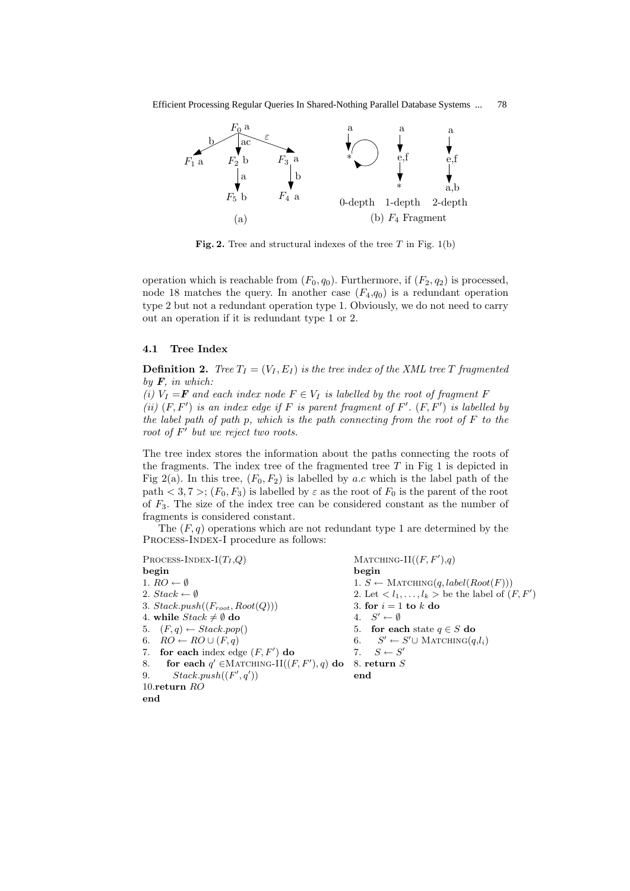**Fig. 2.** Tree and structural indexes of the tree $T$ in Fig. 1(b)

operation which is reachable from $(F_0, q_0)$. Furthermore, if $(F_2, q_2)$ is processed, node 18 matches the query. In another case $(F_4,q_0)$ is a redundant operation type 2 but not a redundant operation type 1. Obviously, we do not need to carry out an operation if it is redundant type 1 or 2.

### 4.1 Tree Index

**Definition 2.** *Tree $T_I = (V_I, E_I)$ is the tree index of the XML tree $T$ fragmented by $\boldsymbol{F}$, in which:*
*(i) $V_I = \boldsymbol{F}$ and each index node $F \in V_I$ is labelled by the root of fragment $F$*
*(ii) $(F, F')$ is an index edge if $F$ is parent fragment of $F'$. $(F, F')$ is labelled by the label path of path $p$, which is the path connecting from the root of $F$ to the root of $F'$ but we reject two roots.*

The tree index stores the information about the paths connecting the roots of the fragments. The index tree of the fragmented tree $T$ in Fig 1 is depicted in Fig 2(a). In this tree, $(F_0, F_2)$ is labelled by $a.c$ which is the label path of the path $< 3, 7 >$; $(F_0, F_3)$ is labelled by $\varepsilon$ as the root of $F_0$ is the parent of the root of $F_3$. The size of the index tree can be considered constant as the number of fragments is considered constant.

The $(F, q)$ operations which are not redundant type 1 are determined by the Process-Index-I procedure as follows:

```
Process-Index-I(T_I,Q)
begin
1. RO ← ∅
2. Stack ← ∅
3. Stack.push((F_root, Root(Q)))
4. while Stack ≠ ∅ do
5.   (F, q) ← Stack.pop()
6.   RO ← RO ∪ (F, q)
7.   for each index edge (F, F') do
8.     for each q' ∈ Matching-II((F, F'), q) do
9.       Stack.push((F', q'))
10. return RO
end
```

```
Matching-II((F, F'),q)
begin
1. S ← Matching(q, label(Root(F)))
2. Let < l_1, ..., l_k > be the label of (F, F')
3. for i = 1 to k do
4.   S' ← ∅
5.   for each state q ∈ S do
6.     S' ← S' ∪ Matching(q,l_i)
7.   S ← S'
8. return S
end
```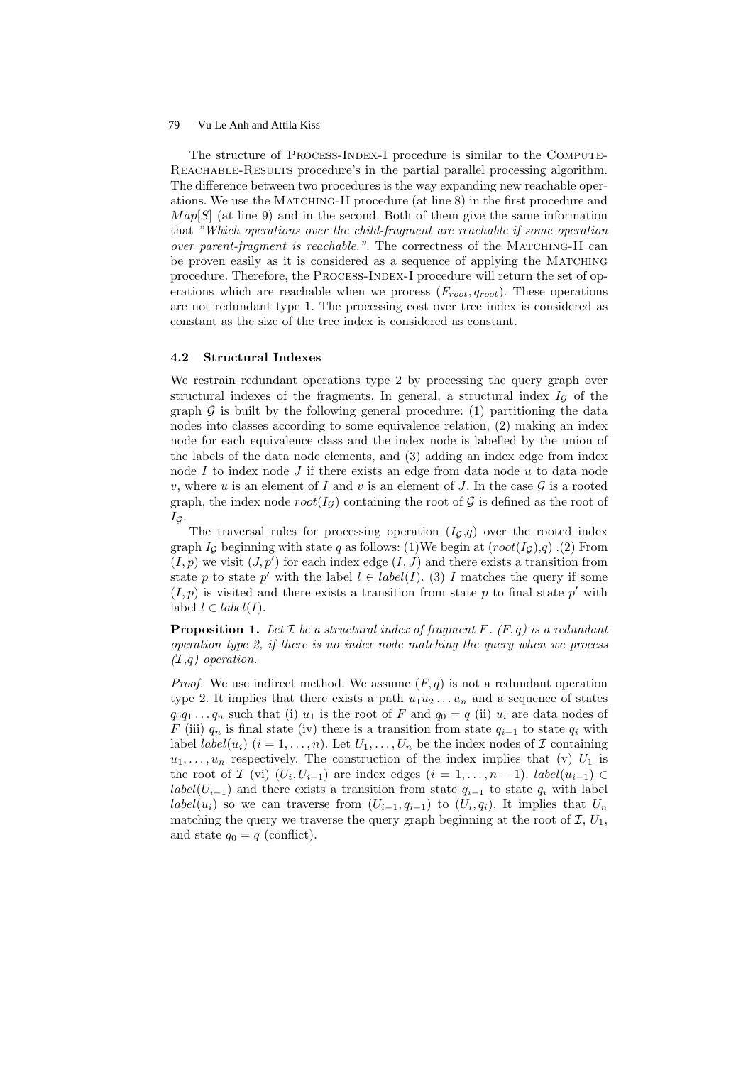The structure of Process-Index-I procedure is similar to the Compute-Reachable-Results procedure's in the partial parallel processing algorithm. The difference between two procedures is the way expanding new reachable operations. We use the Matching-II procedure (at line 8) in the first procedure and $Map[S]$ (at line 9) and in the second. Both of them give the same information that *"Which operations over the child-fragment are reachable if some operation over parent-fragment is reachable."*. The correctness of the Matching-II can be proven easily as it is considered as a sequence of applying the Matching procedure. Therefore, the Process-Index-I procedure will return the set of operations which are reachable when we process $(F_{root}, q_{root})$. These operations are not redundant type 1. The processing cost over tree index is considered as constant as the size of the tree index is considered as constant.

### 4.2 Structural Indexes

We restrain redundant operations type 2 by processing the query graph over structural indexes of the fragments. In general, a structural index $I_{\mathcal{G}}$ of the graph $\mathcal{G}$ is built by the following general procedure: (1) partitioning the data nodes into classes according to some equivalence relation, (2) making an index node for each equivalence class and the index node is labelled by the union of the labels of the data node elements, and (3) adding an index edge from index node $I$ to index node $J$ if there exists an edge from data node $u$ to data node $v$, where $u$ is an element of $I$ and $v$ is an element of $J$. In the case $\mathcal{G}$ is a rooted graph, the index node $root(I_{\mathcal{G}})$ containing the root of $\mathcal{G}$ is defined as the root of $I_{\mathcal{G}}$.

The traversal rules for processing operation $(I_{\mathcal{G}}, q)$ over the rooted index graph $I_{\mathcal{G}}$ beginning with state $q$ as follows: (1)We begin at $(root(I_{\mathcal{G}}), q)$ .(2) From $(I, p)$ we visit $(J, p')$ for each index edge $(I, J)$ and there exists a transition from state $p$ to state $p'$ with the label $l \in label(I)$. (3) $I$ matches the query if some $(I, p)$ is visited and there exists a transition from state $p$ to final state $p'$ with label $l \in label(I)$.

**Proposition 1.** *Let $\mathcal{I}$ be a structural index of fragment $F$. $(F, q)$ is a redundant operation type 2, if there is no index node matching the query when we process $(\mathcal{I}$,$q)$ operation.*

*Proof.* We use indirect method. We assume $(F, q)$ is not a redundant operation type 2. It implies that there exists a path $u_1 u_2 \dots u_n$ and a sequence of states $q_0 q_1 \dots q_n$ such that (i) $u_1$ is the root of $F$ and $q_0 = q$ (ii) $u_i$ are data nodes of $F$ (iii) $q_n$ is final state (iv) there is a transition from state $q_{i-1}$ to state $q_i$ with label $label(u_i)$ $(i = 1, \dots, n)$. Let $U_1, \dots, U_n$ be the index nodes of $\mathcal{I}$ containing $u_1, \dots, u_n$ respectively. The construction of the index implies that (v) $U_1$ is the root of $\mathcal{I}$ (vi) $(U_i, U_{i+1})$ are index edges $(i = 1, \dots, n-1)$. $label(u_{i-1}) \in label(U_{i-1})$ and there exists a transition from state $q_{i-1}$ to state $q_i$ with label $label(u_i)$ so we can traverse from $(U_{i-1}, q_{i-1})$ to $(U_i, q_i)$. It implies that $U_n$ matching the query we traverse the query graph beginning at the root of $\mathcal{I}$, $U_1$, and state $q_0 = q$ (conflict).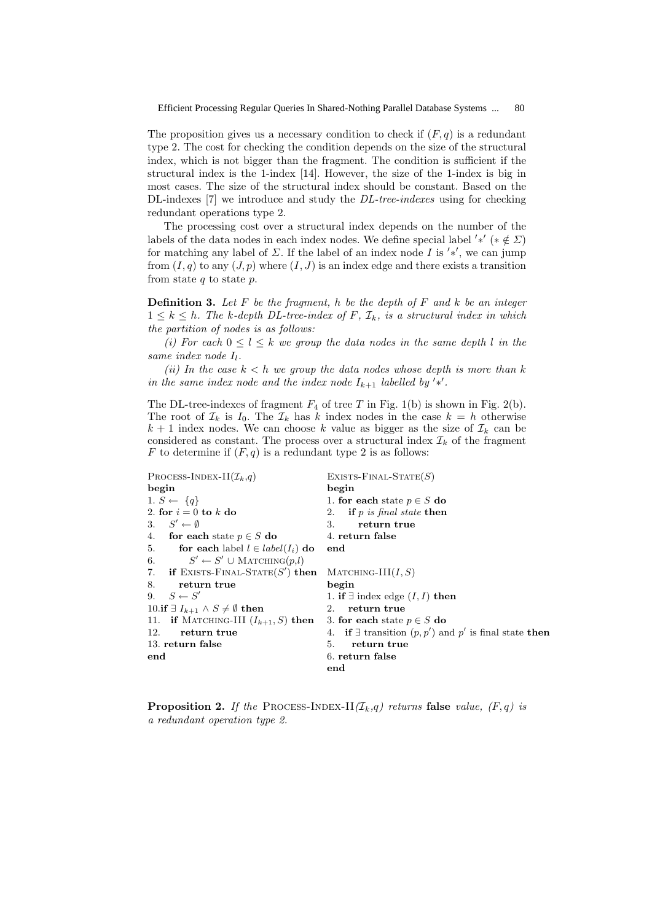The proposition gives us a necessary condition to check if $(F, q)$ is a redundant type 2. The cost for checking the condition depends on the size of the structural index, which is not bigger than the fragment. The condition is sufficient if the structural index is the 1-index [14]. However, the size of the 1-index is big in most cases. The size of the structural index should be constant. Based on the DL-indexes [7] we introduce and study the *DL-tree-indexes* using for checking redundant operations type 2.

The processing cost over a structural index depends on the number of the labels of the data nodes in each index nodes. We define special label $'*'$ ($* \notin \Sigma$) for matching any label of $\Sigma$. If the label of an index node $I$ is $'*'$, we can jump from $(I, q)$ to any $(J, p)$ where $(I, J)$ is an index edge and there exists a transition from state $q$ to state $p$.

**Definition 3.** *Let $F$ be the fragment, $h$ be the depth of $F$ and $k$ be an integer $1 \leq k \leq h$. The $k$-depth DL-tree-index of $F$, $\mathcal{I}_k$, is a structural index in which the partition of nodes is as follows:*

*(i) For each $0 \leq l \leq k$ we group the data nodes in the same depth $l$ in the same index node $I_l$.*

*(ii) In the case $k < h$ we group the data nodes whose depth is more than $k$ in the same index node and the index node $I_{k+1}$ labelled by $'*'$.*

The DL-tree-indexes of fragment $F_4$ of tree $T$ in Fig. 1(b) is shown in Fig. 2(b). The root of $\mathcal{I}_k$ is $I_0$. The $\mathcal{I}_k$ has $k$ index nodes in the case $k = h$ otherwise $k + 1$ index nodes. We can choose $k$ value as bigger as the size of $\mathcal{I}_k$ can be considered as constant. The process over a structural index $\mathcal{I}_k$ of the fragment $F$ to determine if $(F, q)$ is a redundant type 2 is as follows:

```
PROCESS-INDEX-II(I_k, q)
begin
1. S ← {q}
2. for i = 0 to k do
3.    S' ← ∅
4.    for each state p ∈ S do
5.       for each label l ∈ label(I_i) do
6.          S' ← S' ∪ MATCHING(p,l)
7.    if EXISTS-FINAL-STATE(S') then
8.       return true
9.    S ← S'
10. if ∃ I_{k+1} ∧ S ≠ ∅ then
11.    if MATCHING-III (I_{k+1}, S) then
12.       return true
13. return false
end
```

```
EXISTS-FINAL-STATE(S)
begin
1. for each state p ∈ S do
2.    if p is final state then
3.       return true
4. return false
end
```

```
MATCHING-III(I, S)
begin
1. if ∃ index edge (I, I) then
2.    return true
3. for each state p ∈ S do
4.    if ∃ transition (p, p') and p' is final state then
5.       return true
6. return false
end
```

**Proposition 2.** *If the* PROCESS-INDEX-II*($\mathcal{I}_k$,$q$) returns* **false** *value, $(F, q)$ is a redundant operation type 2.*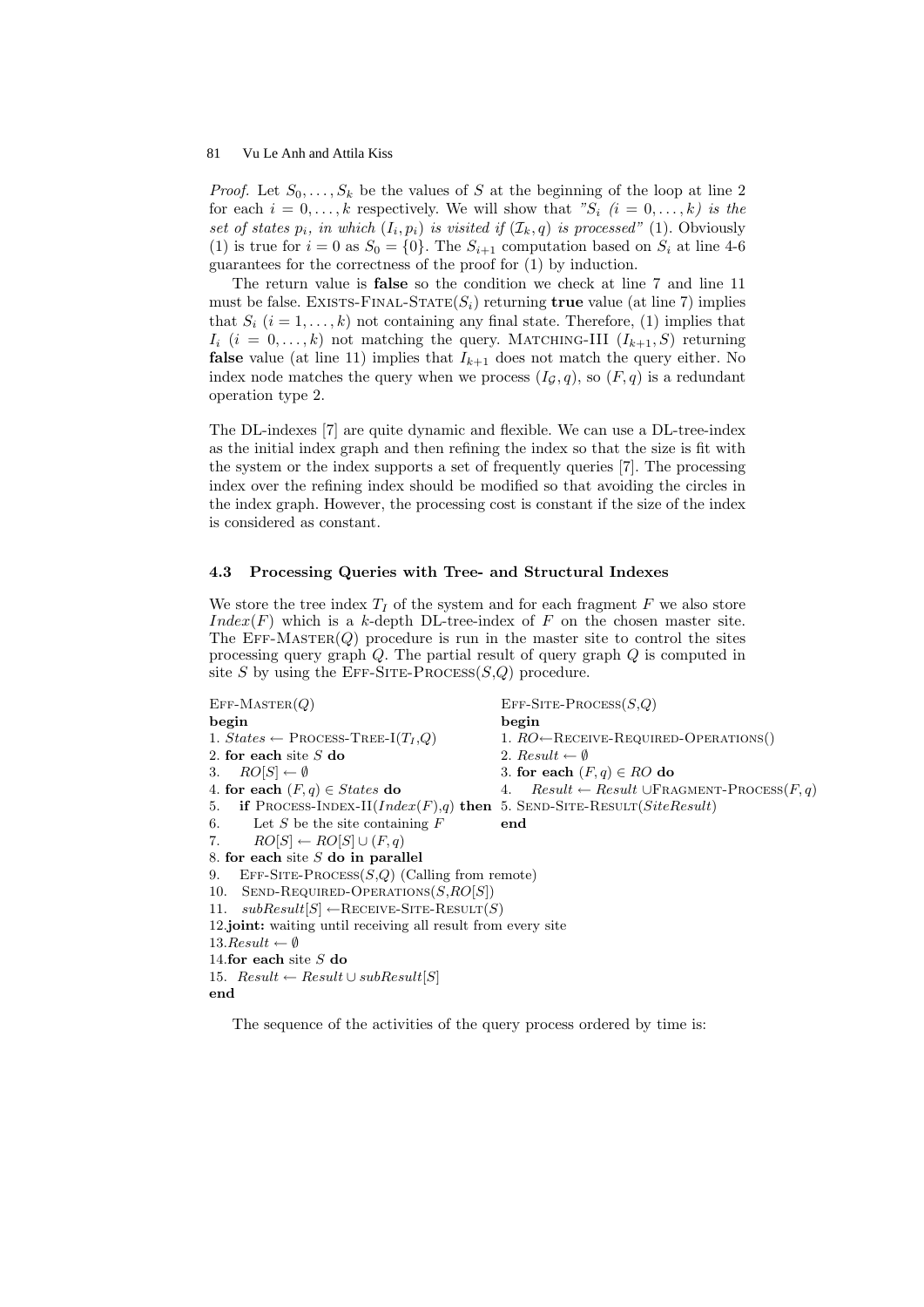*Proof.* Let $S_0, \ldots, S_k$ be the values of $S$ at the beginning of the loop at line 2 for each $i = 0, \ldots, k$ respectively. We will show that *"$S_i$ $(i = 0, \ldots, k)$ is the set of states $p_i$, in which $(I_i, p_i)$ is visited if $(\mathcal{I}_k, q)$ is processed"* (1). Obviously (1) is true for $i = 0$ as $S_0 = \{0\}$. The $S_{i+1}$ computation based on $S_i$ at line 4-6 guarantees for the correctness of the proof for (1) by induction.

The return value is **false** so the condition we check at line 7 and line 11 must be false. EXISTS-FINAL-STATE($S_i$) returning **true** value (at line 7) implies that $S_i$ $(i = 1, \ldots, k)$ not containing any final state. Therefore, (1) implies that $I_i$ $(i = 0, \ldots, k)$ not matching the query. MATCHING-III $(I_{k+1}, S)$ returning **false** value (at line 11) implies that $I_{k+1}$ does not match the query either. No index node matches the query when we process $(I_{\mathcal{G}}, q)$, so $(F, q)$ is a redundant operation type 2.

The DL-indexes [7] are quite dynamic and flexible. We can use a DL-tree-index as the initial index graph and then refining the index so that the size is fit with the system or the index supports a set of frequently queries [7]. The processing index over the refining index should be modified so that avoiding the circles in the index graph. However, the processing cost is constant if the size of the index is considered as constant.

### 4.3 Processing Queries with Tree- and Structural Indexes

We store the tree index $T_I$ of the system and for each fragment $F$ we also store $Index(F)$ which is a $k$-depth DL-tree-index of $F$ on the chosen master site. The EFF-MASTER($Q$) procedure is run in the master site to control the sites processing query graph $Q$. The partial result of query graph $Q$ is computed in site $S$ by using the EFF-SITE-PROCESS($S$,$Q$) procedure.

```
EFF-MASTER(Q)
begin
1. States ← PROCESS-TREE-I(T_I,Q)
2. for each site S do
3.   RO[S] ← ∅
4. for each (F,q) ∈ States do
5.   if PROCESS-INDEX-II(Index(F),q) then
6.     Let S be the site containing F
7.     RO[S] ← RO[S] ∪ (F,q)
8. for each site S do in parallel
9.   EFF-SITE-PROCESS(S,Q) (Calling from remote)
10.  SEND-REQUIRED-OPERATIONS(S,RO[S])
11.  subResult[S] ←RECEIVE-SITE-RESULT(S)
12.joint: waiting until receiving all result from every site
13.Result ← ∅
14.for each site S do
15.  Result ← Result ∪ subResult[S]
end
```

```
EFF-SITE-PROCESS(S,Q)
begin
1. RO←RECEIVE-REQUIRED-OPERATIONS()
2. Result ← ∅
3. for each (F,q) ∈ RO do
4.   Result ← Result ∪FRAGMENT-PROCESS(F,q)
5. SEND-SITE-RESULT(SiteResult)
end
```

The sequence of the activities of the query process ordered by time is: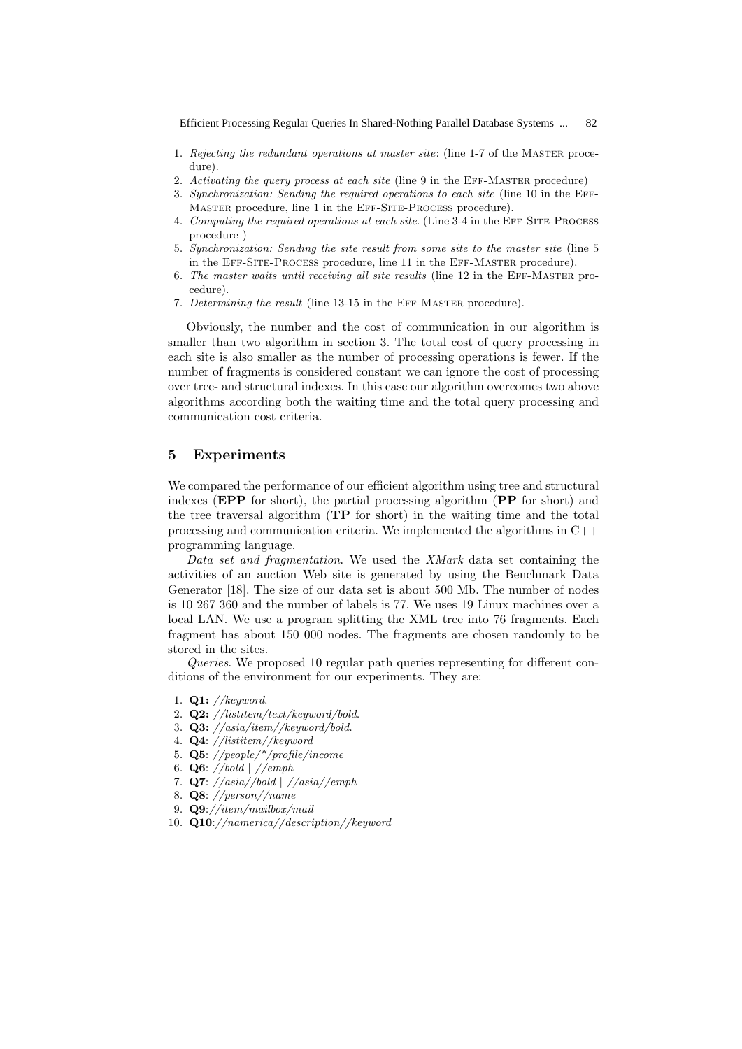1. *Rejecting the redundant operations at master site*: (line 1-7 of the MASTER procedure).
2. *Activating the query process at each site* (line 9 in the EFF-MASTER procedure)
3. *Synchronization: Sending the required operations to each site* (line 10 in the EFF-MASTER procedure, line 1 in the EFF-SITE-PROCESS procedure).
4. *Computing the required operations at each site*. (Line 3-4 in the EFF-SITE-PROCESS procedure )
5. *Synchronization: Sending the site result from some site to the master site* (line 5 in the EFF-SITE-PROCESS procedure, line 11 in the EFF-MASTER procedure).
6. *The master waits until receiving all site results* (line 12 in the EFF-MASTER procedure).
7. *Determining the result* (line 13-15 in the EFF-MASTER procedure).

Obviously, the number and the cost of communication in our algorithm is smaller than two algorithm in section 3. The total cost of query processing in each site is also smaller as the number of processing operations is fewer. If the number of fragments is considered constant we can ignore the cost of processing over tree- and structural indexes. In this case our algorithm overcomes two above algorithms according both the waiting time and the total query processing and communication cost criteria.

## 5 Experiments

We compared the performance of our efficient algorithm using tree and structural indexes (**EPP** for short), the partial processing algorithm (**PP** for short) and the tree traversal algorithm (**TP** for short) in the waiting time and the total processing and communication criteria. We implemented the algorithms in C++ programming language.

*Data set and fragmentation*. We used the *XMark* data set containing the activities of an auction Web site is generated by using the Benchmark Data Generator [18]. The size of our data set is about 500 Mb. The number of nodes is 10 267 360 and the number of labels is 77. We uses 19 Linux machines over a local LAN. We use a program splitting the XML tree into 76 fragments. Each fragment has about 150 000 nodes. The fragments are chosen randomly to be stored in the sites.

*Queries*. We proposed 10 regular path queries representing for different conditions of the environment for our experiments. They are:

1. **Q1:** *//keyword*.
2. **Q2:** *//listitem/text/keyword/bold*.
3. **Q3:** *//asia/item//keyword/bold*.
4. **Q4**: *//listitem//keyword*
5. **Q5**: *//people/*/profile/income*
6. **Q6**: *//bold | //emph*
7. **Q7**: *//asia//bold | //asia//emph*
8. **Q8**: *//person//name*
9. **Q9**:*//item/mailbox/mail*
10. **Q10**:*//namerica//description//keyword*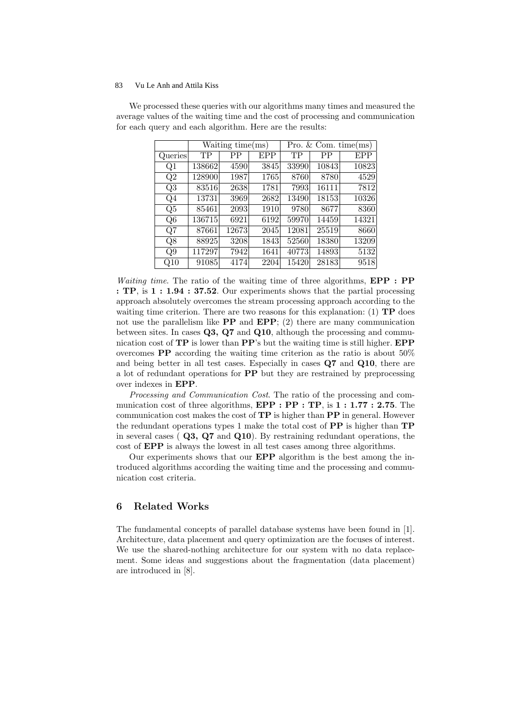We processed these queries with our algorithms many times and measured the average values of the waiting time and the cost of processing and communication for each query and each algorithm. Here are the results:

| | Waiting time(ms) | | | Pro. & Com. time(ms) | | |
|---|---|---|---|---|---|---|
| Queries | TP | PP | EPP | TP | PP | EPP |
| Q1 | 138662 | 4590 | 3845 | 33990 | 10843 | 10823 |
| Q2 | 128900 | 1987 | 1765 | 8760 | 8780 | 4529 |
| Q3 | 83516 | 2638 | 1781 | 7993 | 16111 | 7812 |
| Q4 | 13731 | 3969 | 2682 | 13490 | 18153 | 10326 |
| Q5 | 85461 | 2093 | 1910 | 9780 | 8677 | 8360 |
| Q6 | 136715 | 6921 | 6192 | 59970 | 14459 | 14321 |
| Q7 | 87661 | 12673 | 2045 | 12081 | 25519 | 8660 |
| Q8 | 88925 | 3208 | 1843 | 52560 | 18380 | 13209 |
| Q9 | 117297 | 7942 | 1641 | 40773 | 14893 | 5132 |
| Q10 | 91085 | 4174 | 2204 | 15420 | 28183 | 9518 |

*Waiting time.* The ratio of the waiting time of three algorithms, **EPP : PP : TP**, is **1 : 1.94 : 37.52**. Our experiments shows that the partial processing approach absolutely overcomes the stream processing approach according to the waiting time criterion. There are two reasons for this explanation: (1) **TP** does not use the parallelism like **PP** and **EPP**; (2) there are many communication between sites. In cases **Q3, Q7** and **Q10**, although the processing and communication cost of **TP** is lower than **PP**'s but the waiting time is still higher. **EPP** overcomes **PP** according the waiting time criterion as the ratio is about 50% and being better in all test cases. Especially in cases **Q7** and **Q10**, there are a lot of redundant operations for **PP** but they are restrained by preprocessing over indexes in **EPP**.

*Processing and Communication Cost.* The ratio of the processing and communication cost of three algorithms, **EPP : PP : TP**, is **1 : 1.77 : 2.75**. The communication cost makes the cost of **TP** is higher than **PP** in general. However the redundant operations types 1 make the total cost of **PP** is higher than **TP** in several cases ( **Q3, Q7** and **Q10**). By restraining redundant operations, the cost of **EPP** is always the lowest in all test cases among three algorithms.

Our experiments shows that our **EPP** algorithm is the best among the introduced algorithms according the waiting time and the processing and communication cost criteria.

## 6 Related Works

The fundamental concepts of parallel database systems have been found in [1]. Architecture, data placement and query optimization are the focuses of interest. We use the shared-nothing architecture for our system with no data replacement. Some ideas and suggestions about the fragmentation (data placement) are introduced in [8].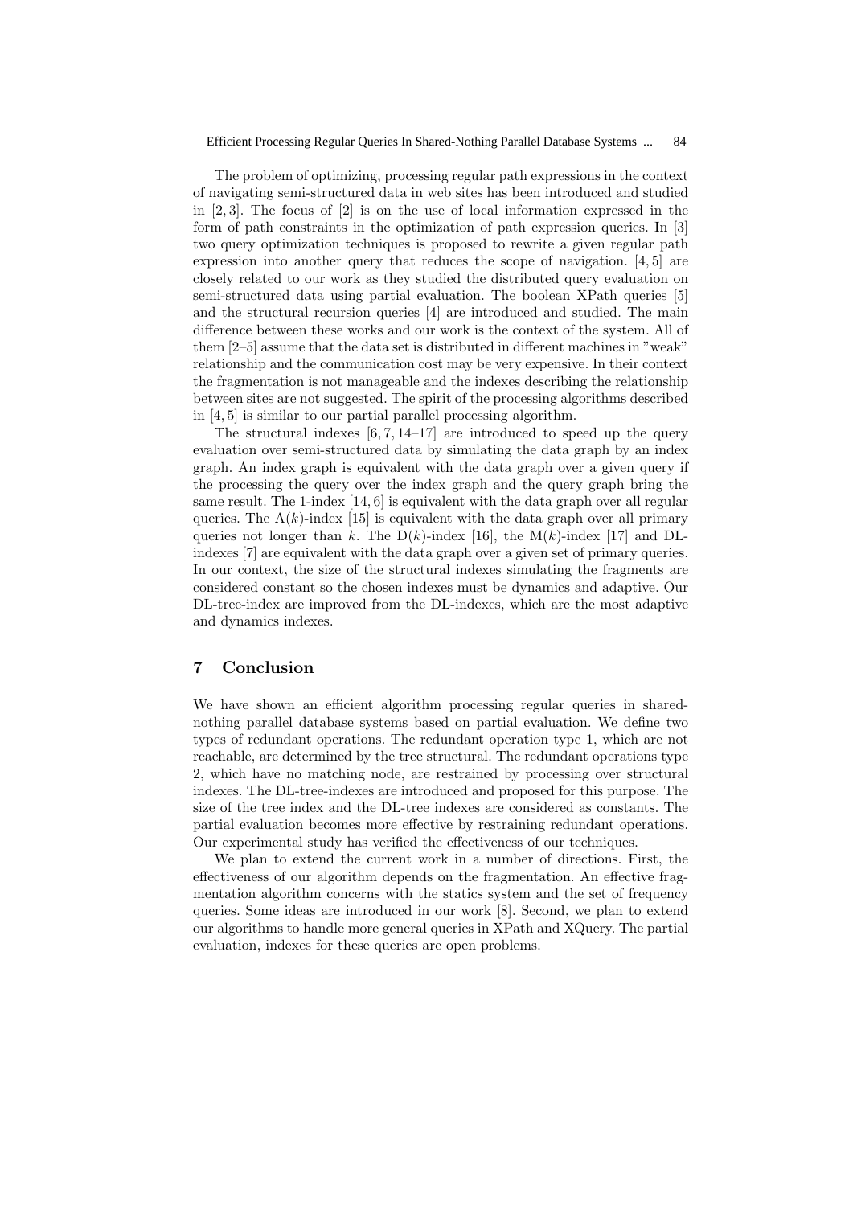The problem of optimizing, processing regular path expressions in the context of navigating semi-structured data in web sites has been introduced and studied in [2, 3]. The focus of [2] is on the use of local information expressed in the form of path constraints in the optimization of path expression queries. In [3] two query optimization techniques is proposed to rewrite a given regular path expression into another query that reduces the scope of navigation. [4, 5] are closely related to our work as they studied the distributed query evaluation on semi-structured data using partial evaluation. The boolean XPath queries [5] and the structural recursion queries [4] are introduced and studied. The main difference between these works and our work is the context of the system. All of them [2–5] assume that the data set is distributed in different machines in "weak" relationship and the communication cost may be very expensive. In their context the fragmentation is not manageable and the indexes describing the relationship between sites are not suggested. The spirit of the processing algorithms described in [4, 5] is similar to our partial parallel processing algorithm.

The structural indexes [6, 7, 14–17] are introduced to speed up the query evaluation over semi-structured data by simulating the data graph by an index graph. An index graph is equivalent with the data graph over a given query if the processing the query over the index graph and the query graph bring the same result. The 1-index [14, 6] is equivalent with the data graph over all regular queries. The A($k$)-index [15] is equivalent with the data graph over all primary queries not longer than $k$. The D($k$)-index [16], the M($k$)-index [17] and DL-indexes [7] are equivalent with the data graph over a given set of primary queries. In our context, the size of the structural indexes simulating the fragments are considered constant so the chosen indexes must be dynamics and adaptive. Our DL-tree-index are improved from the DL-indexes, which are the most adaptive and dynamics indexes.

## 7 Conclusion

We have shown an efficient algorithm processing regular queries in shared-nothing parallel database systems based on partial evaluation. We define two types of redundant operations. The redundant operation type 1, which are not reachable, are determined by the tree structural. The redundant operations type 2, which have no matching node, are restrained by processing over structural indexes. The DL-tree-indexes are introduced and proposed for this purpose. The size of the tree index and the DL-tree indexes are considered as constants. The partial evaluation becomes more effective by restraining redundant operations. Our experimental study has verified the effectiveness of our techniques.

We plan to extend the current work in a number of directions. First, the effectiveness of our algorithm depends on the fragmentation. An effective fragmentation algorithm concerns with the statics system and the set of frequency queries. Some ideas are introduced in our work [8]. Second, we plan to extend our algorithms to handle more general queries in XPath and XQuery. The partial evaluation, indexes for these queries are open problems.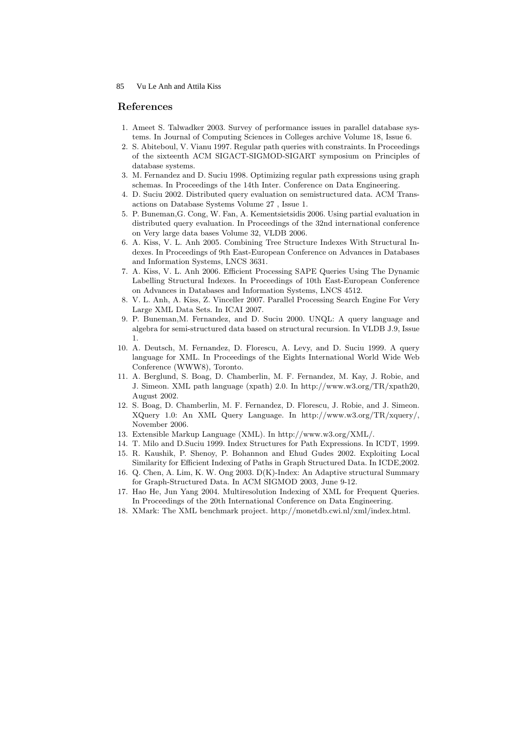## References

1. Ameet S. Talwadker 2003. Survey of performance issues in parallel database systems. In Journal of Computing Sciences in Colleges archive Volume 18, Issue 6.
2. S. Abiteboul, V. Vianu 1997. Regular path queries with constraints. In Proceedings of the sixteenth ACM SIGACT-SIGMOD-SIGART symposium on Principles of database systems.
3. M. Fernandez and D. Suciu 1998. Optimizing regular path expressions using graph schemas. In Proceedings of the 14th Inter. Conference on Data Engineering.
4. D. Suciu 2002. Distributed query evaluation on semistructured data. ACM Transactions on Database Systems Volume 27 , Issue 1.
5. P. Buneman,G. Cong, W. Fan, A. Kementsietsidis 2006. Using partial evaluation in distributed query evaluation. In Proceedings of the 32nd international conference on Very large data bases Volume 32, VLDB 2006.
6. A. Kiss, V. L. Anh 2005. Combining Tree Structure Indexes With Structural Indexes. In Proceedings of 9th East-European Conference on Advances in Databases and Information Systems, LNCS 3631.
7. A. Kiss, V. L. Anh 2006. Efficient Processing SAPE Queries Using The Dynamic Labelling Structural Indexes. In Proceedings of 10th East-European Conference on Advances in Databases and Information Systems, LNCS 4512.
8. V. L. Anh, A. Kiss, Z. Vinceller 2007. Parallel Processing Search Engine For Very Large XML Data Sets. In ICAI 2007.
9. P. Buneman,M. Fernandez, and D. Suciu 2000. UNQL: A query language and algebra for semi-structured data based on structural recursion. In VLDB J.9, Issue 1.
10. A. Deutsch, M. Fernandez, D. Florescu, A. Levy, and D. Suciu 1999. A query language for XML. In Proceedings of the Eights International World Wide Web Conference (WWW8), Toronto.
11. A. Berglund, S. Boag, D. Chamberlin, M. F. Fernandez, M. Kay, J. Robie, and J. Simeon. XML path language (xpath) 2.0. In http://www.w3.org/TR/xpath20, August 2002.
12. S. Boag, D. Chamberlin, M. F. Fernandez, D. Florescu, J. Robie, and J. Simeon. XQuery 1.0: An XML Query Language. In http://www.w3.org/TR/xquery/, November 2006.
13. Extensible Markup Language (XML). In http://www.w3.org/XML/.
14. T. Milo and D.Suciu 1999. Index Structures for Path Expressions. In ICDT, 1999.
15. R. Kaushik, P. Shenoy, P. Bohannon and Ehud Gudes 2002. Exploiting Local Similarity for Efficient Indexing of Paths in Graph Structured Data. In ICDE,2002.
16. Q. Chen, A. Lim, K. W. Ong 2003. D(K)-Index: An Adaptive structural Summary for Graph-Structured Data. In ACM SIGMOD 2003, June 9-12.
17. Hao He, Jun Yang 2004. Multiresolution Indexing of XML for Frequent Queries. In Proceedings of the 20th International Conference on Data Engineering.
18. XMark: The XML benchmark project. http://monetdb.cwi.nl/xml/index.html.